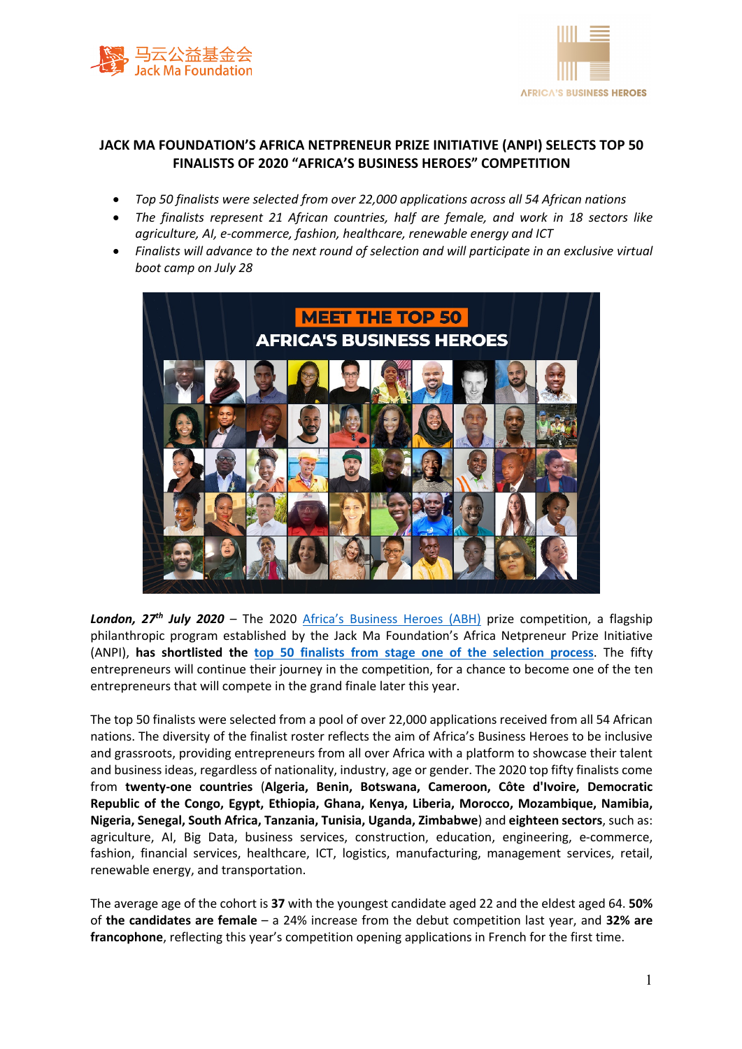# JACK MA FOUNDATION'S AFRICA NETPRENEUR PRIZE INITIATIVE (ANPI) SELECTS TOP 50 FINALISTS OF 2020 "AFRICA'S BUSINESS HEROES" COMPETITION

- *Top 50 finalists were selected from over 22,000 applications across all 54 African nations*
- *The finalists represent 21 African countries, half are female, and work in 18 sectors like agriculture, AI, e-commerce, fashion, healthcare, renewable energy and ICT*
- *Finalists will advance to the next round of selection and will participate in an exclusive virtual boot camp on July 28*

***London, 27th July 2020*** – The 2020 Africa's Business Heroes (ABH) prize competition, a flagship philanthropic program established by the Jack Ma Foundation's Africa Netpreneur Prize Initiative (ANPI), **has shortlisted the top 50 finalists from stage one of the selection process**. The fifty entrepreneurs will continue their journey in the competition, for a chance to become one of the ten entrepreneurs that will compete in the grand finale later this year.

The top 50 finalists were selected from a pool of over 22,000 applications received from all 54 African nations. The diversity of the finalist roster reflects the aim of Africa's Business Heroes to be inclusive and grassroots, providing entrepreneurs from all over Africa with a platform to showcase their talent and business ideas, regardless of nationality, industry, age or gender. The 2020 top fifty finalists come from **twenty-one countries** (**Algeria, Benin, Botswana, Cameroon, Côte d'Ivoire, Democratic Republic of the Congo, Egypt, Ethiopia, Ghana, Kenya, Liberia, Morocco, Mozambique, Namibia, Nigeria, Senegal, South Africa, Tanzania, Tunisia, Uganda, Zimbabwe**) and **eighteen sectors**, such as: agriculture, AI, Big Data, business services, construction, education, engineering, e-commerce, fashion, financial services, healthcare, ICT, logistics, manufacturing, management services, retail, renewable energy, and transportation.

The average age of the cohort is **37** with the youngest candidate aged 22 and the eldest aged 64. **50%** of **the candidates are female** – a 24% increase from the debut competition last year, and **32% are francophone**, reflecting this year's competition opening applications in French for the first time.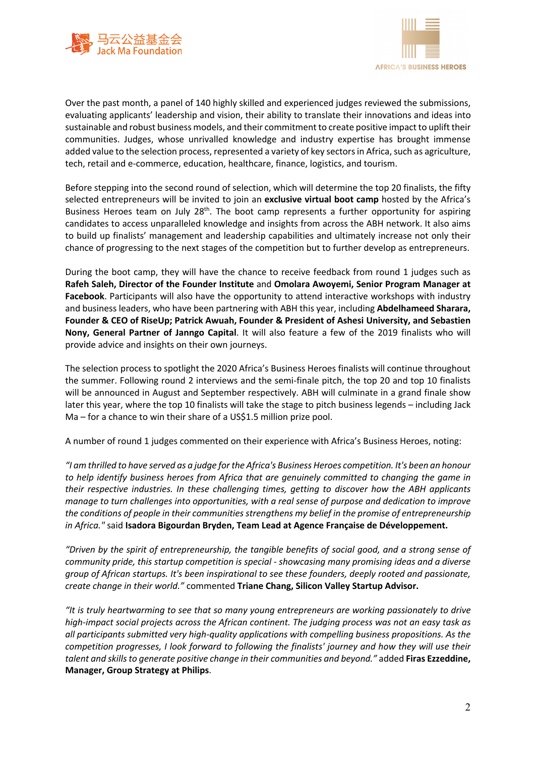Over the past month, a panel of 140 highly skilled and experienced judges reviewed the submissions, evaluating applicants' leadership and vision, their ability to translate their innovations and ideas into sustainable and robust business models, and their commitment to create positive impact to uplift their communities. Judges, whose unrivalled knowledge and industry expertise has brought immense added value to the selection process, represented a variety of key sectors in Africa, such as agriculture, tech, retail and e-commerce, education, healthcare, finance, logistics, and tourism.

Before stepping into the second round of selection, which will determine the top 20 finalists, the fifty selected entrepreneurs will be invited to join an **exclusive virtual boot camp** hosted by the Africa's Business Heroes team on July 28th. The boot camp represents a further opportunity for aspiring candidates to access unparalleled knowledge and insights from across the ABH network. It also aims to build up finalists' management and leadership capabilities and ultimately increase not only their chance of progressing to the next stages of the competition but to further develop as entrepreneurs.

During the boot camp, they will have the chance to receive feedback from round 1 judges such as **Rafeh Saleh, Director of the Founder Institute** and **Omolara Awoyemi, Senior Program Manager at Facebook**. Participants will also have the opportunity to attend interactive workshops with industry and business leaders, who have been partnering with ABH this year, including **Abdelhameed Sharara, Founder & CEO of RiseUp; Patrick Awuah, Founder & President of Ashesi University, and Sebastien Nony, General Partner of Janngo Capital**. It will also feature a few of the 2019 finalists who will provide advice and insights on their own journeys.

The selection process to spotlight the 2020 Africa's Business Heroes finalists will continue throughout the summer. Following round 2 interviews and the semi-finale pitch, the top 20 and top 10 finalists will be announced in August and September respectively. ABH will culminate in a grand finale show later this year, where the top 10 finalists will take the stage to pitch business legends – including Jack Ma – for a chance to win their share of a US$1.5 million prize pool.

A number of round 1 judges commented on their experience with Africa's Business Heroes, noting:

*"I am thrilled to have served as a judge for the Africa's Business Heroes competition. It's been an honour to help identify business heroes from Africa that are genuinely committed to changing the game in their respective industries. In these challenging times, getting to discover how the ABH applicants manage to turn challenges into opportunities, with a real sense of purpose and dedication to improve the conditions of people in their communities strengthens my belief in the promise of entrepreneurship in Africa."* said **Isadora Bigourdan Bryden, Team Lead at Agence Française de Développement.**

*"Driven by the spirit of entrepreneurship, the tangible benefits of social good, and a strong sense of community pride, this startup competition is special - showcasing many promising ideas and a diverse group of African startups. It's been inspirational to see these founders, deeply rooted and passionate, create change in their world."* commented **Triane Chang, Silicon Valley Startup Advisor.**

*"It is truly heartwarming to see that so many young entrepreneurs are working passionately to drive high-impact social projects across the African continent. The judging process was not an easy task as all participants submitted very high-quality applications with compelling business propositions. As the competition progresses, I look forward to following the finalists' journey and how they will use their talent and skills to generate positive change in their communities and beyond."* added **Firas Ezzeddine, Manager, Group Strategy at Philips**.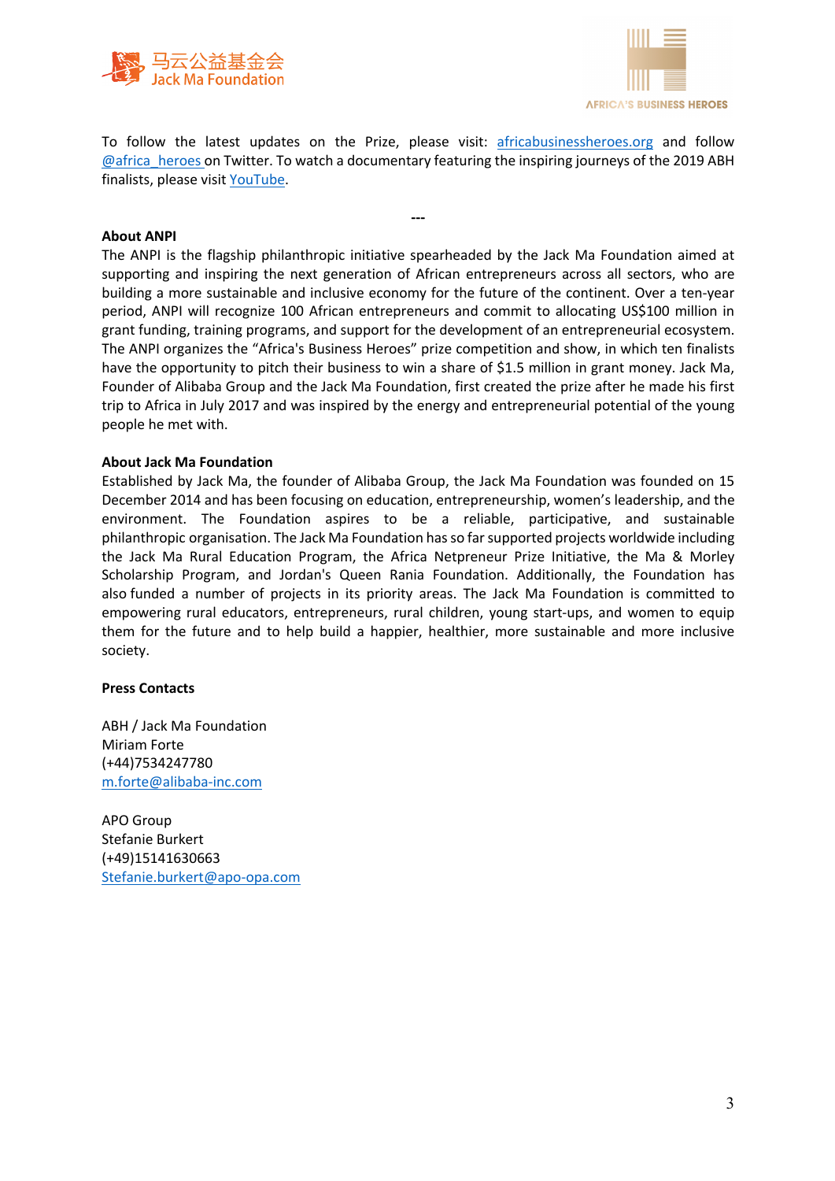To follow the latest updates on the Prize, please visit: [africabusinessheroes.org](africabusinessheroes.org) and follow [@africa_heroes](@africa_heroes) on Twitter. To watch a documentary featuring the inspiring journeys of the 2019 ABH finalists, please visit [YouTube](YouTube).

---

**About ANPI**

The ANPI is the flagship philanthropic initiative spearheaded by the Jack Ma Foundation aimed at supporting and inspiring the next generation of African entrepreneurs across all sectors, who are building a more sustainable and inclusive economy for the future of the continent. Over a ten-year period, ANPI will recognize 100 African entrepreneurs and commit to allocating US$100 million in grant funding, training programs, and support for the development of an entrepreneurial ecosystem. The ANPI organizes the "Africa's Business Heroes" prize competition and show, in which ten finalists have the opportunity to pitch their business to win a share of $1.5 million in grant money. Jack Ma, Founder of Alibaba Group and the Jack Ma Foundation, first created the prize after he made his first trip to Africa in July 2017 and was inspired by the energy and entrepreneurial potential of the young people he met with.

**About Jack Ma Foundation**

Established by Jack Ma, the founder of Alibaba Group, the Jack Ma Foundation was founded on 15 December 2014 and has been focusing on education, entrepreneurship, women's leadership, and the environment. The Foundation aspires to be a reliable, participative, and sustainable philanthropic organisation. The Jack Ma Foundation has so far supported projects worldwide including the Jack Ma Rural Education Program, the Africa Netpreneur Prize Initiative, the Ma & Morley Scholarship Program, and Jordan's Queen Rania Foundation. Additionally, the Foundation has also funded a number of projects in its priority areas. The Jack Ma Foundation is committed to empowering rural educators, entrepreneurs, rural children, young start-ups, and women to equip them for the future and to help build a happier, healthier, more sustainable and more inclusive society.

**Press Contacts**

ABH / Jack Ma Foundation
Miriam Forte
(+44)7534247780
[m.forte@alibaba-inc.com](mailto:m.forte@alibaba-inc.com)

APO Group
Stefanie Burkert
(+49)15141630663
[Stefanie.burkert@apo-opa.com](mailto:Stefanie.burkert@apo-opa.com)